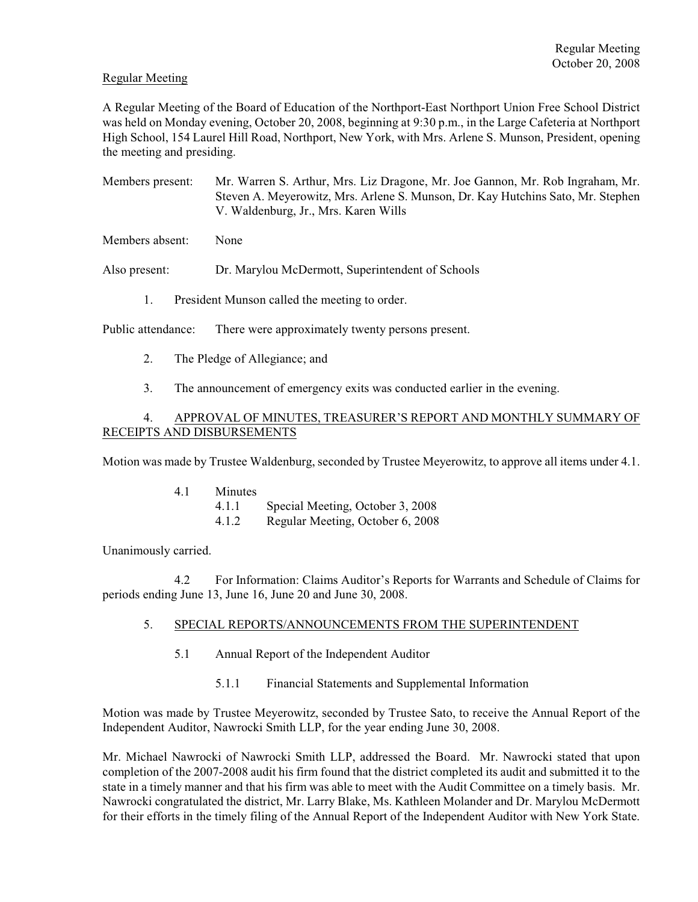## Regular Meeting

A Regular Meeting of the Board of Education of the Northport-East Northport Union Free School District was held on Monday evening, October 20, 2008, beginning at 9:30 p.m., in the Large Cafeteria at Northport High School, 154 Laurel Hill Road, Northport, New York, with Mrs. Arlene S. Munson, President, opening the meeting and presiding.

Members present: Mr. Warren S. Arthur, Mrs. Liz Dragone, Mr. Joe Gannon, Mr. Rob Ingraham, Mr. Steven A. Meyerowitz, Mrs. Arlene S. Munson, Dr. Kay Hutchins Sato, Mr. Stephen V. Waldenburg, Jr., Mrs. Karen Wills

Members absent: None

Also present: Dr. Marylou McDermott, Superintendent of Schools

1. President Munson called the meeting to order.

Public attendance: There were approximately twenty persons present.

2. The Pledge of Allegiance; and

3. The announcement of emergency exits was conducted earlier in the evening.

4. APPROVAL OF MINUTES, TREASURER'S REPORT AND MONTHLY SUMMARY OF RECEIPTS AND DISBURSEMENTS

Motion was made by Trustee Waldenburg, seconded by Trustee Meyerowitz, to approve all items under 4.1.

- 4.1 Minutes
  - 4.1.1 Special Meeting, October 3, 2008
  - 4.1.2 Regular Meeting, October 6, 2008

Unanimously carried.

4.2 For Information: Claims Auditor's Reports for Warrants and Schedule of Claims for periods ending June 13, June 16, June 20 and June 30, 2008.

5. SPECIAL REPORTS/ANNOUNCEMENTS FROM THE SUPERINTENDENT

- 5.1 Annual Report of the Independent Auditor
  - 5.1.1 Financial Statements and Supplemental Information

Motion was made by Trustee Meyerowitz, seconded by Trustee Sato, to receive the Annual Report of the Independent Auditor, Nawrocki Smith LLP, for the year ending June 30, 2008.

Mr. Michael Nawrocki of Nawrocki Smith LLP, addressed the Board. Mr. Nawrocki stated that upon completion of the 2007-2008 audit his firm found that the district completed its audit and submitted it to the state in a timely manner and that his firm was able to meet with the Audit Committee on a timely basis. Mr. Nawrocki congratulated the district, Mr. Larry Blake, Ms. Kathleen Molander and Dr. Marylou McDermott for their efforts in the timely filing of the Annual Report of the Independent Auditor with New York State.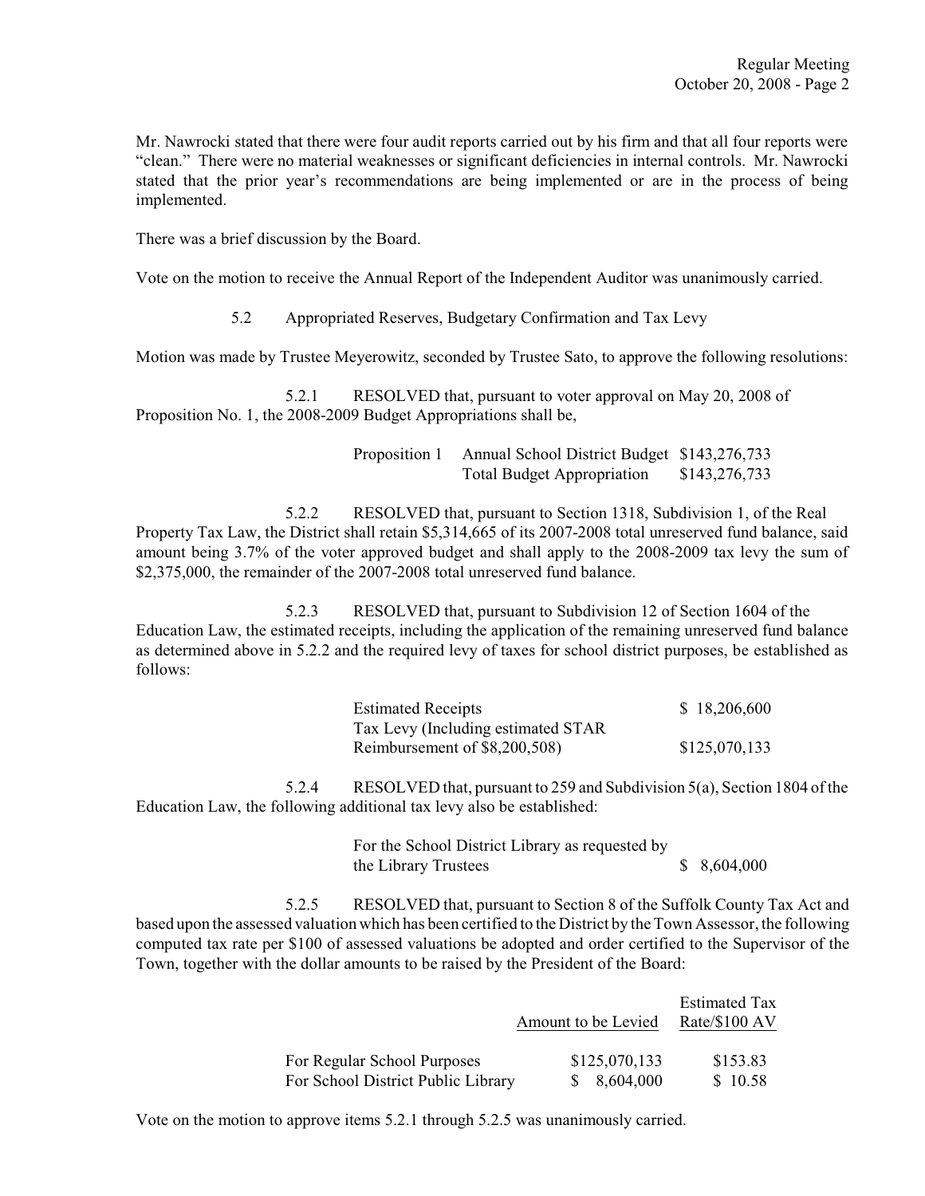Mr. Nawrocki stated that there were four audit reports carried out by his firm and that all four reports were "clean." There were no material weaknesses or significant deficiencies in internal controls. Mr. Nawrocki stated that the prior year's recommendations are being implemented or are in the process of being implemented.

There was a brief discussion by the Board.

Vote on the motion to receive the Annual Report of the Independent Auditor was unanimously carried.

5.2 Appropriated Reserves, Budgetary Confirmation and Tax Levy

Motion was made by Trustee Meyerowitz, seconded by Trustee Sato, to approve the following resolutions:

5.2.1 RESOLVED that, pursuant to voter approval on May 20, 2008 of Proposition No. 1, the 2008-2009 Budget Appropriations shall be,

| | | |
|---|---|---|
| Proposition 1 | Annual School District Budget | $143,276,733 |
| | Total Budget Appropriation | $143,276,733 |

5.2.2 RESOLVED that, pursuant to Section 1318, Subdivision 1, of the Real Property Tax Law, the District shall retain $5,314,665 of its 2007-2008 total unreserved fund balance, said amount being 3.7% of the voter approved budget and shall apply to the 2008-2009 tax levy the sum of $2,375,000, the remainder of the 2007-2008 total unreserved fund balance.

5.2.3 RESOLVED that, pursuant to Subdivision 12 of Section 1604 of the Education Law, the estimated receipts, including the application of the remaining unreserved fund balance as determined above in 5.2.2 and the required levy of taxes for school district purposes, be established as follows:

| | |
|---|---|
| Estimated Receipts | $ 18,206,600 |
| Tax Levy (Including estimated STAR Reimbursement of $8,200,508) | $125,070,133 |

5.2.4 RESOLVED that, pursuant to 259 and Subdivision 5(a), Section 1804 of the Education Law, the following additional tax levy also be established:

| | |
|---|---|
| For the School District Library as requested by the Library Trustees | $ 8,604,000 |

5.2.5 RESOLVED that, pursuant to Section 8 of the Suffolk County Tax Act and based upon the assessed valuation which has been certified to the District by the Town Assessor, the following computed tax rate per $100 of assessed valuations be adopted and order certified to the Supervisor of the Town, together with the dollar amounts to be raised by the President of the Board:

| | Amount to be Levied | Estimated Tax Rate/$100 AV |
|---|---|---|
| For Regular School Purposes | $125,070,133 | $153.83 |
| For School District Public Library | $ 8,604,000 | $ 10.58 |

Vote on the motion to approve items 5.2.1 through 5.2.5 was unanimously carried.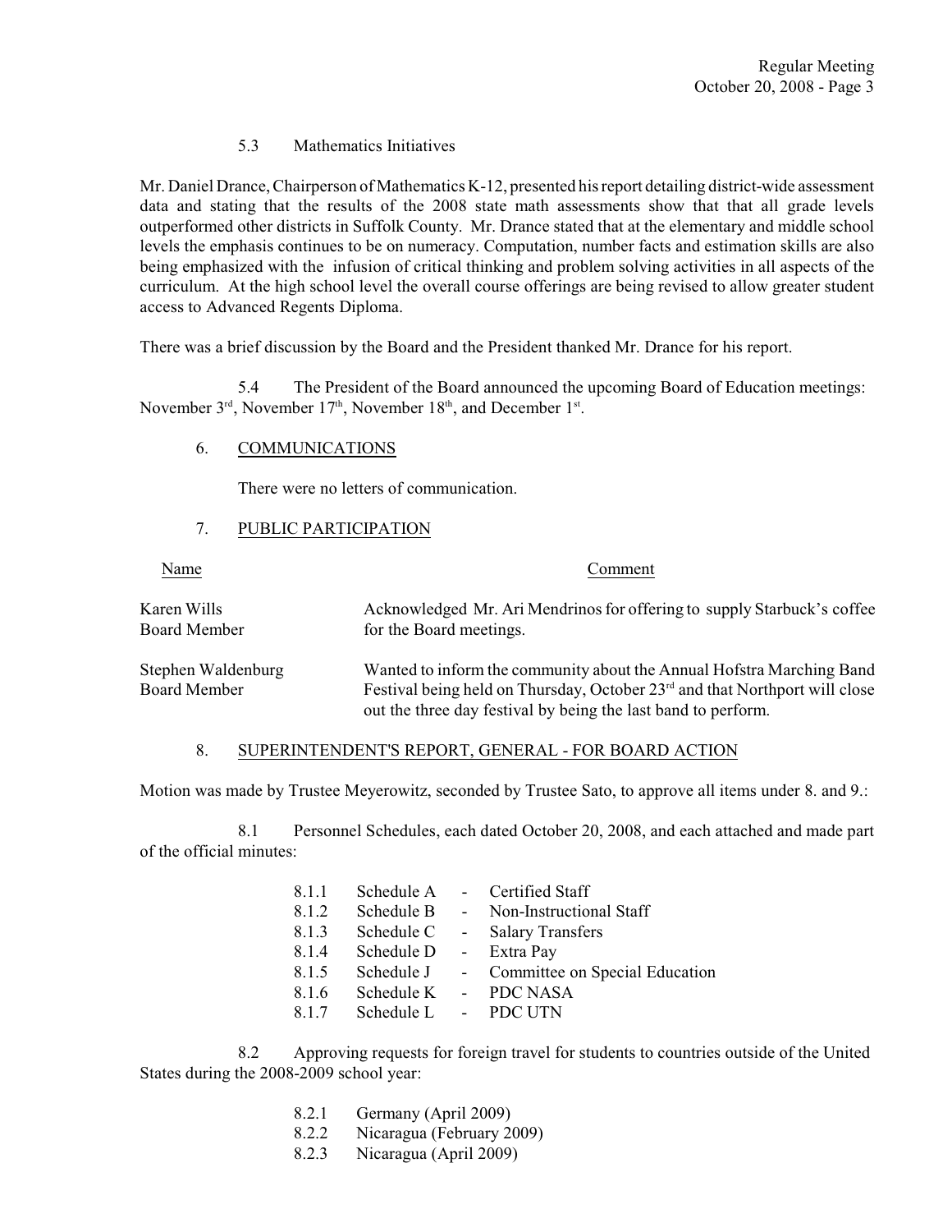5.3 Mathematics Initiatives

Mr. Daniel Drance, Chairperson of Mathematics K-12, presented his report detailing district-wide assessment data and stating that the results of the 2008 state math assessments show that that all grade levels outperformed other districts in Suffolk County. Mr. Drance stated that at the elementary and middle school levels the emphasis continues to be on numeracy. Computation, number facts and estimation skills are also being emphasized with the infusion of critical thinking and problem solving activities in all aspects of the curriculum. At the high school level the overall course offerings are being revised to allow greater student access to Advanced Regents Diploma.

There was a brief discussion by the Board and the President thanked Mr. Drance for his report.

5.4 The President of the Board announced the upcoming Board of Education meetings: November 3rd, November 17th, November 18th, and December 1st.

6. COMMUNICATIONS

There were no letters of communication.

7. PUBLIC PARTICIPATION

| Name | Comment |
|---|---|
| Karen Wills<br>Board Member | Acknowledged Mr. Ari Mendrinos for offering to supply Starbuck's coffee for the Board meetings. |
| Stephen Waldenburg<br>Board Member | Wanted to inform the community about the Annual Hofstra Marching Band Festival being held on Thursday, October 23rd and that Northport will close out the three day festival by being the last band to perform. |

8. SUPERINTENDENT'S REPORT, GENERAL - FOR BOARD ACTION

Motion was made by Trustee Meyerowitz, seconded by Trustee Sato, to approve all items under 8. and 9.:

8.1 Personnel Schedules, each dated October 20, 2008, and each attached and made part of the official minutes:

- 8.1.1 Schedule A - Certified Staff
- 8.1.2 Schedule B - Non-Instructional Staff
- 8.1.3 Schedule C - Salary Transfers
- 8.1.4 Schedule D - Extra Pay
- 8.1.5 Schedule J - Committee on Special Education
- 8.1.6 Schedule K - PDC NASA
- 8.1.7 Schedule L - PDC UTN

8.2 Approving requests for foreign travel for students to countries outside of the United States during the 2008-2009 school year:

- 8.2.1 Germany (April 2009)
- 8.2.2 Nicaragua (February 2009)
- 8.2.3 Nicaragua (April 2009)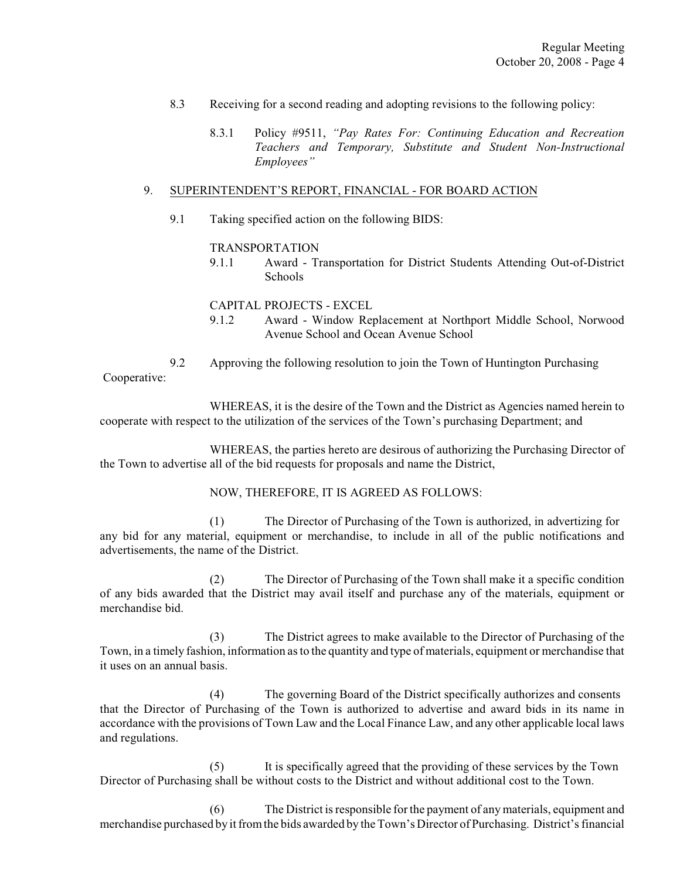8.3 Receiving for a second reading and adopting revisions to the following policy:

8.3.1 Policy #9511, *"Pay Rates For: Continuing Education and Recreation Teachers and Temporary, Substitute and Student Non-Instructional Employees"*

9. SUPERINTENDENT'S REPORT, FINANCIAL - FOR BOARD ACTION

9.1 Taking specified action on the following BIDS:

TRANSPORTATION

9.1.1 Award - Transportation for District Students Attending Out-of-District Schools

CAPITAL PROJECTS - EXCEL

9.1.2 Award - Window Replacement at Northport Middle School, Norwood Avenue School and Ocean Avenue School

9.2 Approving the following resolution to join the Town of Huntington Purchasing Cooperative:

WHEREAS, it is the desire of the Town and the District as Agencies named herein to cooperate with respect to the utilization of the services of the Town's purchasing Department; and

WHEREAS, the parties hereto are desirous of authorizing the Purchasing Director of the Town to advertise all of the bid requests for proposals and name the District,

NOW, THEREFORE, IT IS AGREED AS FOLLOWS:

(1) The Director of Purchasing of the Town is authorized, in advertizing for any bid for any material, equipment or merchandise, to include in all of the public notifications and advertisements, the name of the District.

(2) The Director of Purchasing of the Town shall make it a specific condition of any bids awarded that the District may avail itself and purchase any of the materials, equipment or merchandise bid.

(3) The District agrees to make available to the Director of Purchasing of the Town, in a timely fashion, information as to the quantity and type of materials, equipment or merchandise that it uses on an annual basis.

(4) The governing Board of the District specifically authorizes and consents that the Director of Purchasing of the Town is authorized to advertise and award bids in its name in accordance with the provisions of Town Law and the Local Finance Law, and any other applicable local laws and regulations.

(5) It is specifically agreed that the providing of these services by the Town Director of Purchasing shall be without costs to the District and without additional cost to the Town.

(6) The District is responsible for the payment of any materials, equipment and merchandise purchased by it from the bids awarded by the Town's Director of Purchasing. District's financial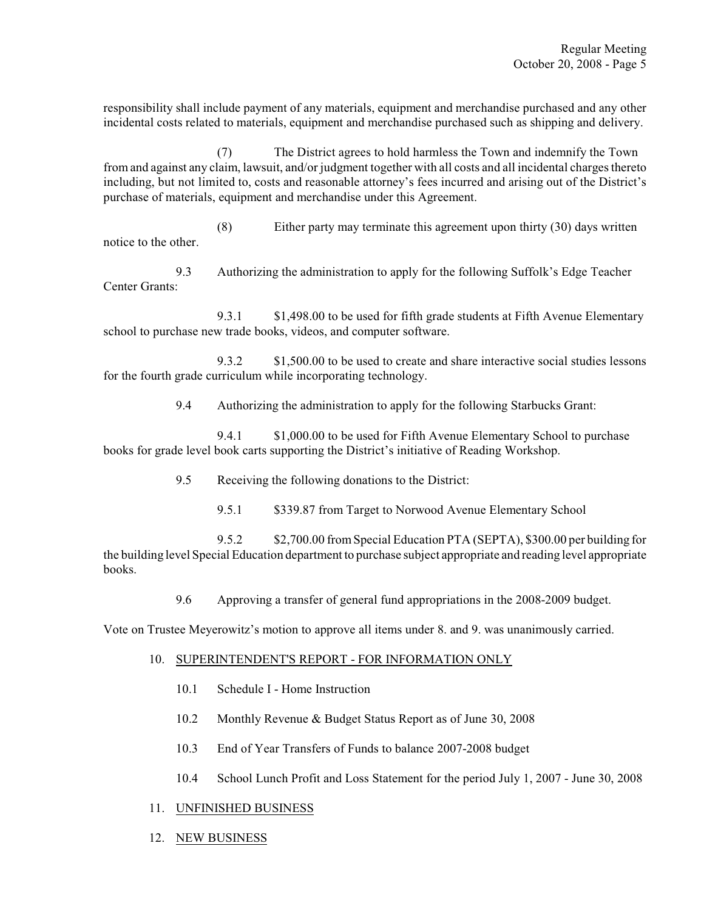responsibility shall include payment of any materials, equipment and merchandise purchased and any other incidental costs related to materials, equipment and merchandise purchased such as shipping and delivery.

(7) The District agrees to hold harmless the Town and indemnify the Town from and against any claim, lawsuit, and/or judgment together with all costs and all incidental charges thereto including, but not limited to, costs and reasonable attorney's fees incurred and arising out of the District's purchase of materials, equipment and merchandise under this Agreement.

(8) Either party may terminate this agreement upon thirty (30) days written notice to the other.

9.3 Authorizing the administration to apply for the following Suffolk's Edge Teacher Center Grants:

9.3.1 $1,498.00 to be used for fifth grade students at Fifth Avenue Elementary school to purchase new trade books, videos, and computer software.

9.3.2 $1,500.00 to be used to create and share interactive social studies lessons for the fourth grade curriculum while incorporating technology.

9.4 Authorizing the administration to apply for the following Starbucks Grant:

9.4.1 $1,000.00 to be used for Fifth Avenue Elementary School to purchase books for grade level book carts supporting the District's initiative of Reading Workshop.

9.5 Receiving the following donations to the District:

9.5.1 $339.87 from Target to Norwood Avenue Elementary School

9.5.2 $2,700.00 from Special Education PTA (SEPTA), $300.00 per building for the building level Special Education department to purchase subject appropriate and reading level appropriate books.

9.6 Approving a transfer of general fund appropriations in the 2008-2009 budget.

Vote on Trustee Meyerowitz's motion to approve all items under 8. and 9. was unanimously carried.

10. SUPERINTENDENT'S REPORT - FOR INFORMATION ONLY

10.1 Schedule I - Home Instruction

10.2 Monthly Revenue & Budget Status Report as of June 30, 2008

10.3 End of Year Transfers of Funds to balance 2007-2008 budget

10.4 School Lunch Profit and Loss Statement for the period July 1, 2007 - June 30, 2008

11. UNFINISHED BUSINESS

12. NEW BUSINESS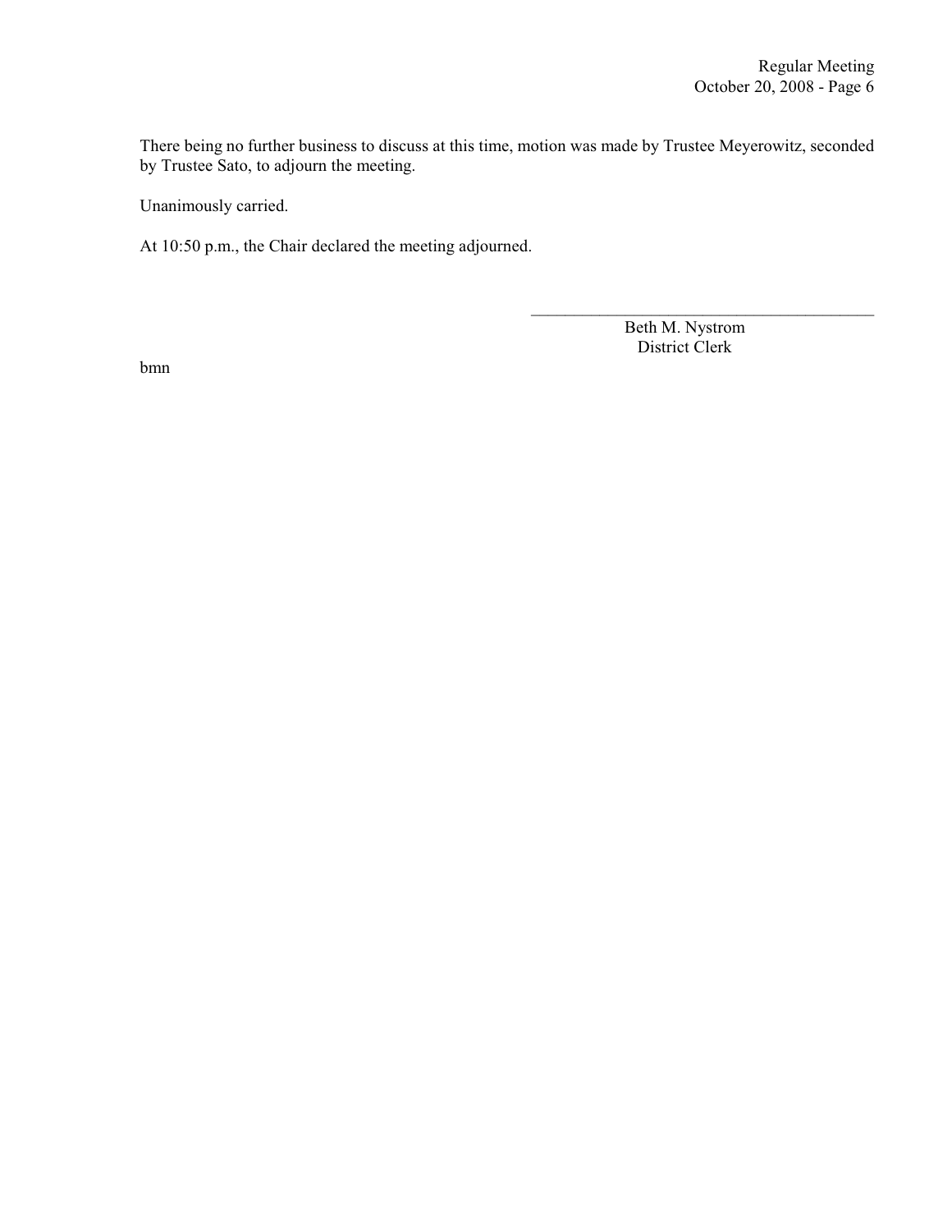There being no further business to discuss at this time, motion was made by Trustee Meyerowitz, seconded by Trustee Sato, to adjourn the meeting.

Unanimously carried.

At 10:50 p.m., the Chair declared the meeting adjourned.

\_\_\_\_\_\_\_\_\_\_\_\_\_\_\_\_\_\_\_\_\_\_\_\_\_\_\_\_\_\_\_\_\_\_\_\_\_\_\_\_

Beth M. Nystrom
District Clerk

bmn